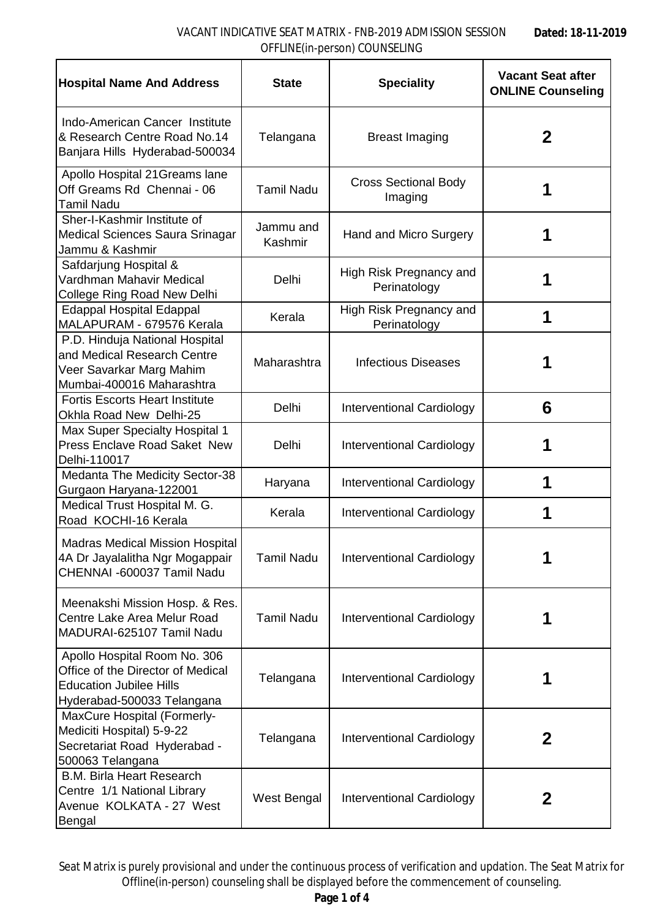VACANT INDICATIVE SEAT MATRIX - FNB-2019 ADMISSION SESSION
OFFLINE(in-person) COUNSELING

**Dated: 18-11-2019**

| Hospital Name And Address | State | Speciality | Vacant Seat after ONLINE Counseling |
|---|---|---|---|
| Indo-American Cancer Institute & Research Centre Road No.14 Banjara Hills Hyderabad-500034 | Telangana | Breast Imaging | 2 |
| Apollo Hospital 21Greams lane Off Greams Rd Chennai - 06 Tamil Nadu | Tamil Nadu | Cross Sectional Body Imaging | 1 |
| Sher-I-Kashmir Institute of Medical Sciences Saura Srinagar Jammu & Kashmir | Jammu and Kashmir | Hand and Micro Surgery | 1 |
| Safdarjung Hospital & Vardhman Mahavir Medical College Ring Road New Delhi | Delhi | High Risk Pregnancy and Perinatology | 1 |
| Edappal Hospital Edappal MALAPURAM - 679576 Kerala | Kerala | High Risk Pregnancy and Perinatology | 1 |
| P.D. Hinduja National Hospital and Medical Research Centre Veer Savarkar Marg Mahim Mumbai-400016 Maharashtra | Maharashtra | Infectious Diseases | 1 |
| Fortis Escorts Heart Institute Okhla Road New Delhi-25 | Delhi | Interventional Cardiology | 6 |
| Max Super Specialty Hospital 1 Press Enclave Road Saket New Delhi-110017 | Delhi | Interventional Cardiology | 1 |
| Medanta The Medicity Sector-38 Gurgaon Haryana-122001 | Haryana | Interventional Cardiology | 1 |
| Medical Trust Hospital M. G. Road KOCHI-16 Kerala | Kerala | Interventional Cardiology | 1 |
| Madras Medical Mission Hospital 4A Dr Jayalalitha Ngr Mogappair CHENNAI -600037 Tamil Nadu | Tamil Nadu | Interventional Cardiology | 1 |
| Meenakshi Mission Hosp. & Res. Centre Lake Area Melur Road MADURAI-625107 Tamil Nadu | Tamil Nadu | Interventional Cardiology | 1 |
| Apollo Hospital Room No. 306 Office of the Director of Medical Education Jubilee Hills Hyderabad-500033 Telangana | Telangana | Interventional Cardiology | 1 |
| MaxCure Hospital (Formerly-Mediciti Hospital) 5-9-22 Secretariat Road Hyderabad -500063 Telangana | Telangana | Interventional Cardiology | 2 |
| B.M. Birla Heart Research Centre 1/1 National Library Avenue KOLKATA - 27 West Bengal | West Bengal | Interventional Cardiology | 2 |

Seat Matrix is purely provisional and under the continuous process of verification and updation. The Seat Matrix for Offline(in-person) counseling shall be displayed before the commencement of counseling.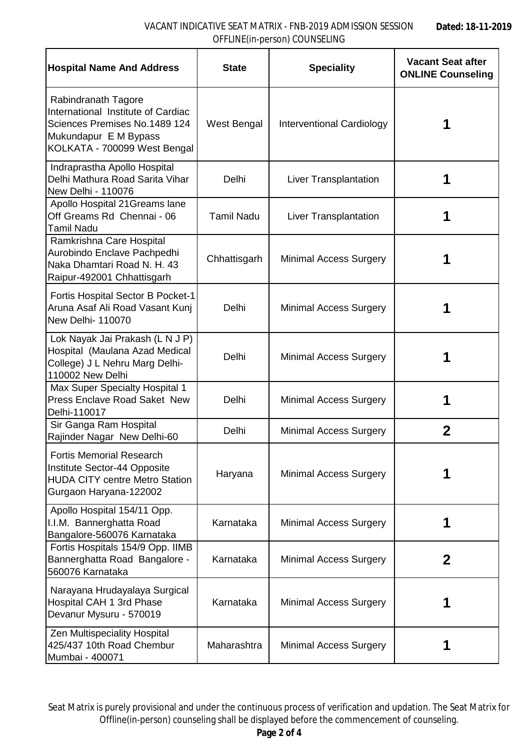VACANT INDICATIVE SEAT MATRIX - FNB-2019 ADMISSION SESSION OFFLINE(in-person) COUNSELING **Dated: 18-11-2019**

| Hospital Name And Address | State | Speciality | Vacant Seat after ONLINE Counseling |
|---|---|---|---|
| Rabindranath Tagore International Institute of Cardiac Sciences Premises No.1489 124 Mukundapur E M Bypass KOLKATA - 700099 West Bengal | West Bengal | Interventional Cardiology | 1 |
| Indraprastha Apollo Hospital Delhi Mathura Road Sarita Vihar New Delhi - 110076 | Delhi | Liver Transplantation | 1 |
| Apollo Hospital 21Greams lane Off Greams Rd Chennai - 06 Tamil Nadu | Tamil Nadu | Liver Transplantation | 1 |
| Ramkrishna Care Hospital Aurobindo Enclave Pachpedhi Naka Dhamtari Road N. H. 43 Raipur-492001 Chhattisgarh | Chhattisgarh | Minimal Access Surgery | 1 |
| Fortis Hospital Sector B Pocket-1 Aruna Asaf Ali Road Vasant Kunj New Delhi- 110070 | Delhi | Minimal Access Surgery | 1 |
| Lok Nayak Jai Prakash (L N J P) Hospital (Maulana Azad Medical College) J L Nehru Marg Delhi-110002 New Delhi | Delhi | Minimal Access Surgery | 1 |
| Max Super Specialty Hospital 1 Press Enclave Road Saket New Delhi-110017 | Delhi | Minimal Access Surgery | 1 |
| Sir Ganga Ram Hospital Rajinder Nagar New Delhi-60 | Delhi | Minimal Access Surgery | 2 |
| Fortis Memorial Research Institute Sector-44 Opposite HUDA CITY centre Metro Station Gurgaon Haryana-122002 | Haryana | Minimal Access Surgery | 1 |
| Apollo Hospital 154/11 Opp. I.I.M. Bannerghatta Road Bangalore-560076 Karnataka | Karnataka | Minimal Access Surgery | 1 |
| Fortis Hospitals 154/9 Opp. IIMB Bannerghatta Road Bangalore - 560076 Karnataka | Karnataka | Minimal Access Surgery | 2 |
| Narayana Hrudayalaya Surgical Hospital CAH 1 3rd Phase Devanur Mysuru - 570019 | Karnataka | Minimal Access Surgery | 1 |
| Zen Multispeciality Hospital 425/437 10th Road Chembur Mumbai - 400071 | Maharashtra | Minimal Access Surgery | 1 |

Seat Matrix is purely provisional and under the continuous process of verification and updation. The Seat Matrix for Offline(in-person) counseling shall be displayed before the commencement of counseling.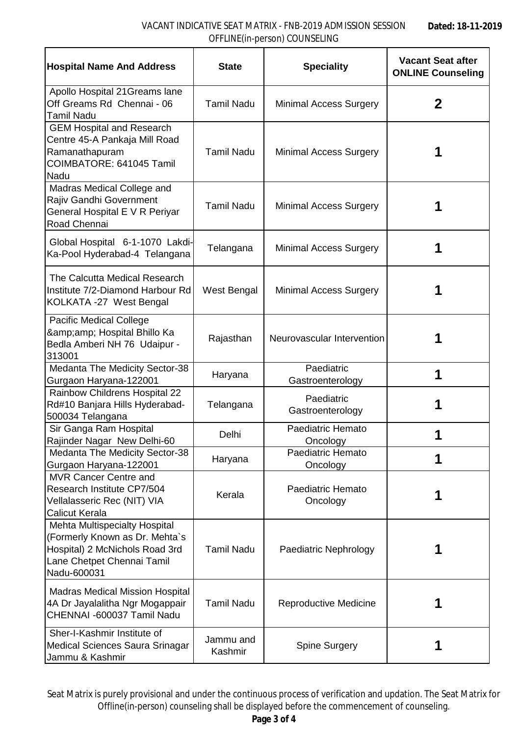VACANT INDICATIVE SEAT MATRIX - FNB-2019 ADMISSION SESSION OFFLINE(in-person) COUNSELING

**Dated: 18-11-2019**

| Hospital Name And Address | State | Speciality | Vacant Seat after ONLINE Counseling |
|---|---|---|---|
| Apollo Hospital 21Greams lane Off Greams Rd Chennai - 06 Tamil Nadu | Tamil Nadu | Minimal Access Surgery | 2 |
| GEM Hospital and Research Centre 45-A Pankaja Mill Road Ramanathapuram COIMBATORE: 641045 Tamil Nadu | Tamil Nadu | Minimal Access Surgery | 1 |
| Madras Medical College and Rajiv Gandhi Government General Hospital E V R Periyar Road Chennai | Tamil Nadu | Minimal Access Surgery | 1 |
| Global Hospital 6-1-1070 Lakdi-Ka-Pool Hyderabad-4 Telangana | Telangana | Minimal Access Surgery | 1 |
| The Calcutta Medical Research Institute 7/2-Diamond Harbour Rd KOLKATA -27 West Bengal | West Bengal | Minimal Access Surgery | 1 |
| Pacific Medical College &amp;amp; Hospital Bhillo Ka Bedla Amberi NH 76 Udaipur - 313001 | Rajasthan | Neurovascular Intervention | 1 |
| Medanta The Medicity Sector-38 Gurgaon Haryana-122001 | Haryana | Paediatric Gastroenterology | 1 |
| Rainbow Childrens Hospital 22 Rd#10 Banjara Hills Hyderabad-500034 Telangana | Telangana | Paediatric Gastroenterology | 1 |
| Sir Ganga Ram Hospital Rajinder Nagar New Delhi-60 | Delhi | Paediatric Hemato Oncology | 1 |
| Medanta The Medicity Sector-38 Gurgaon Haryana-122001 | Haryana | Paediatric Hemato Oncology | 1 |
| MVR Cancer Centre and Research Institute CP7/504 Vellalasseric Rec (NIT) VIA Calicut Kerala | Kerala | Paediatric Hemato Oncology | 1 |
| Mehta Multispecialty Hospital (Formerly Known as Dr. Mehta`s Hospital) 2 McNichols Road 3rd Lane Chetpet Chennai Tamil Nadu-600031 | Tamil Nadu | Paediatric Nephrology | 1 |
| Madras Medical Mission Hospital 4A Dr Jayalalitha Ngr Mogappair CHENNAI -600037 Tamil Nadu | Tamil Nadu | Reproductive Medicine | 1 |
| Sher-I-Kashmir Institute of Medical Sciences Saura Srinagar Jammu & Kashmir | Jammu and Kashmir | Spine Surgery | 1 |

Seat Matrix is purely provisional and under the continuous process of verification and updation. The Seat Matrix for Offline(in-person) counseling shall be displayed before the commencement of counseling.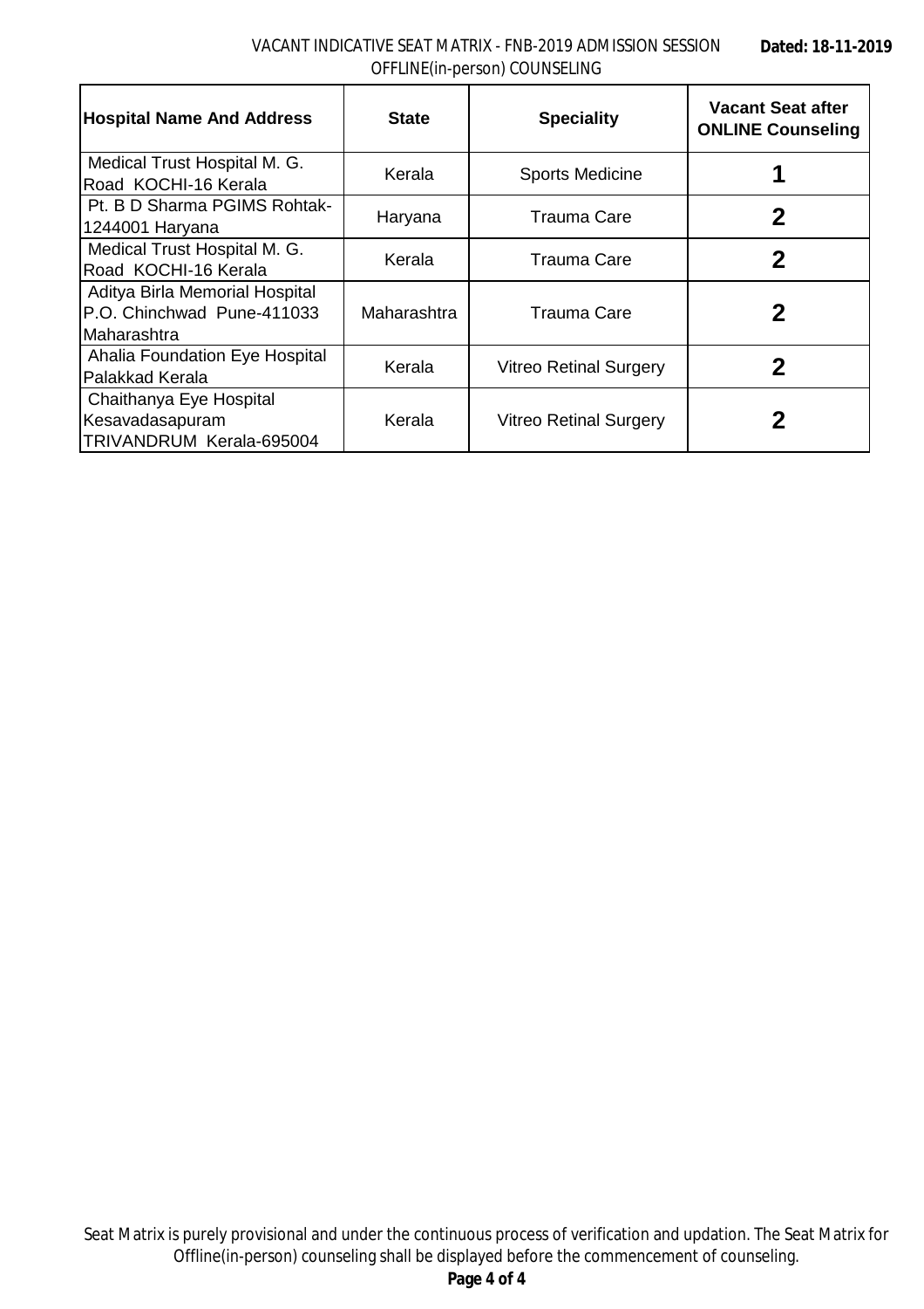VACANT INDICATIVE SEAT MATRIX - FNB-2019 ADMISSION SESSION
OFFLINE(in-person) COUNSELING

**Dated: 18-11-2019**

| Hospital Name And Address | State | Speciality | Vacant Seat after ONLINE Counseling |
|---|---|---|---|
| Medical Trust Hospital M. G. Road KOCHI-16 Kerala | Kerala | Sports Medicine | 1 |
| Pt. B D Sharma PGIMS Rohtak-1244001 Haryana | Haryana | Trauma Care | 2 |
| Medical Trust Hospital M. G. Road KOCHI-16 Kerala | Kerala | Trauma Care | 2 |
| Aditya Birla Memorial Hospital P.O. Chinchwad Pune-411033 Maharashtra | Maharashtra | Trauma Care | 2 |
| Ahalia Foundation Eye Hospital Palakkad Kerala | Kerala | Vitreo Retinal Surgery | 2 |
| Chaithanya Eye Hospital Kesavadasapuram TRIVANDRUM Kerala-695004 | Kerala | Vitreo Retinal Surgery | 2 |

Seat Matrix is purely provisional and under the continuous process of verification and updation. The Seat Matrix for Offline(in-person) counseling shall be displayed before the commencement of counseling.